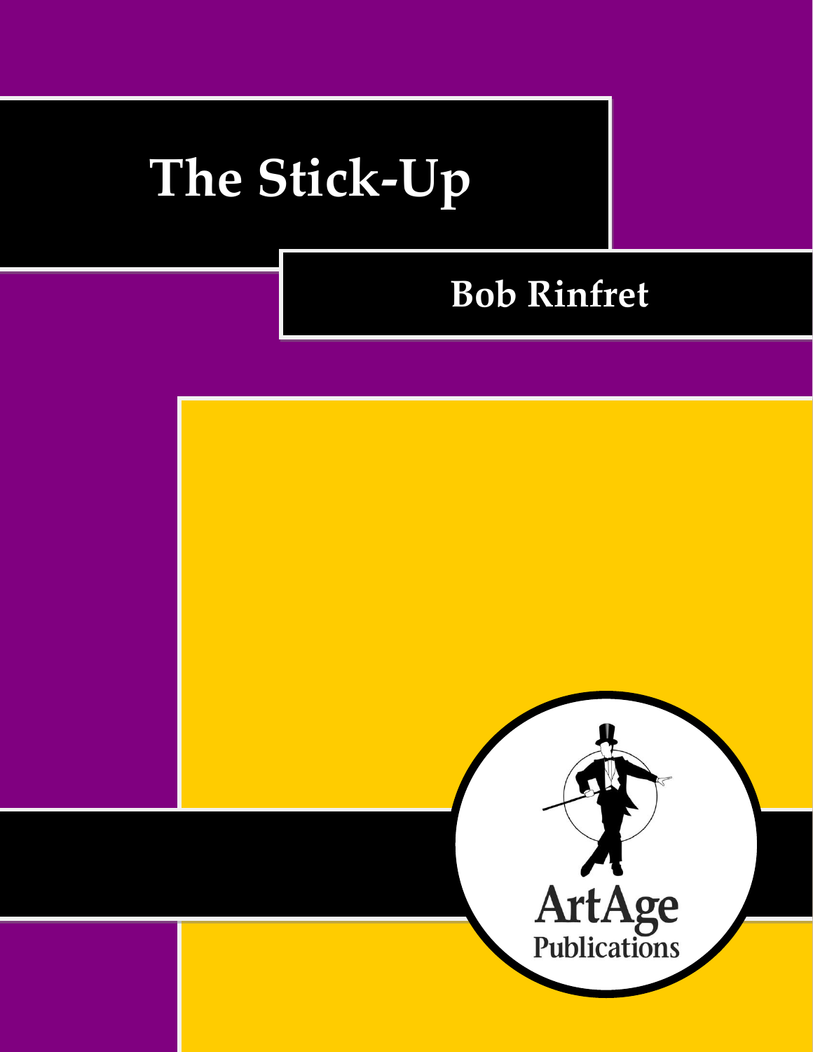# The Stick-Up

## Bob Rinfret

ArtAge Publications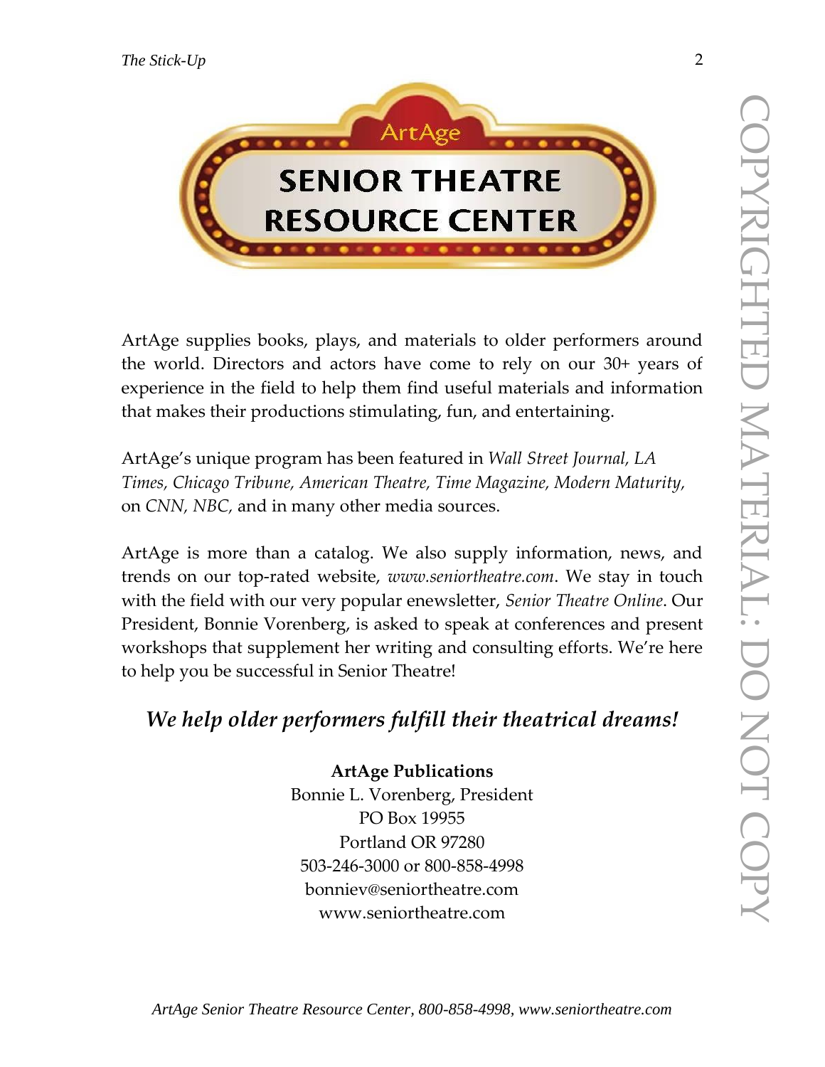ArtAge

# SENIOR THEATRE RESOURCE CENTER

ArtAge supplies books, plays, and materials to older performers around the world. Directors and actors have come to rely on our 30+ years of experience in the field to help them find useful materials and information that makes their productions stimulating, fun, and entertaining.

ArtAge's unique program has been featured in *Wall Street Journal, LA Times, Chicago Tribune, American Theatre, Time Magazine, Modern Maturity*, on *CNN, NBC,* and in many other media sources.

ArtAge is more than a catalog. We also supply information, news, and trends on our top-rated website, *www.seniortheatre.com*. We stay in touch with the field with our very popular enewsletter, *Senior Theatre Online*. Our President, Bonnie Vorenberg, is asked to speak at conferences and present workshops that supplement her writing and consulting efforts. We're here to help you be successful in Senior Theatre!

## *We help older performers fulfill their theatrical dreams!*

**ArtAge Publications**
Bonnie L. Vorenberg, President
PO Box 19955
Portland OR 97280
503-246-3000 or 800-858-4998
bonniev@seniortheatre.com
www.seniortheatre.com

COPYRIGHTED MATERIAL: DO NOT COPY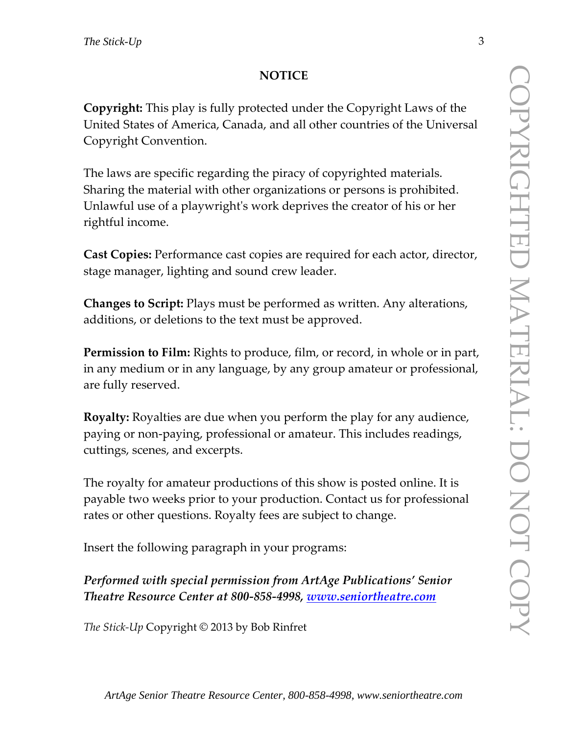**NOTICE**

**Copyright:** This play is fully protected under the Copyright Laws of the United States of America, Canada, and all other countries of the Universal Copyright Convention.

The laws are specific regarding the piracy of copyrighted materials. Sharing the material with other organizations or persons is prohibited. Unlawful use of a playwright's work deprives the creator of his or her rightful income.

**Cast Copies:** Performance cast copies are required for each actor, director, stage manager, lighting and sound crew leader.

**Changes to Script:** Plays must be performed as written. Any alterations, additions, or deletions to the text must be approved.

**Permission to Film:** Rights to produce, film, or record, in whole or in part, in any medium or in any language, by any group amateur or professional, are fully reserved.

**Royalty:** Royalties are due when you perform the play for any audience, paying or non-paying, professional or amateur. This includes readings, cuttings, scenes, and excerpts.

The royalty for amateur productions of this show is posted online. It is payable two weeks prior to your production. Contact us for professional rates or other questions. Royalty fees are subject to change.

Insert the following paragraph in your programs:

***Performed with special permission from ArtAge Publications' Senior Theatre Resource Center at 800-858-4998, www.seniortheatre.com***

*The Stick-Up* Copyright © 2013 by Bob Rinfret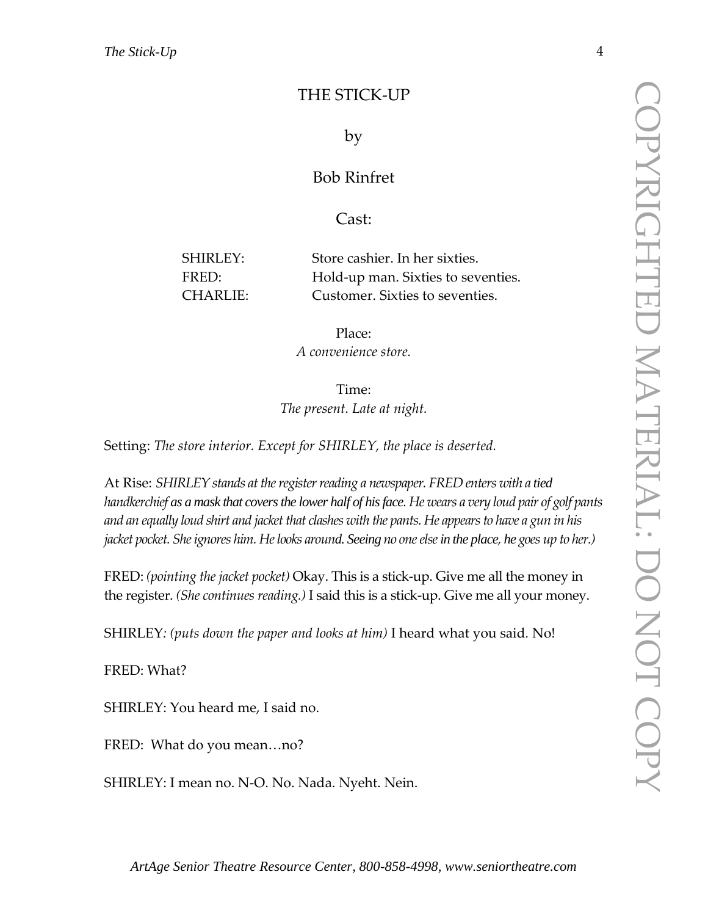# THE STICK-UP

by

Bob Rinfret

Cast:

| | |
|---|---|
| SHIRLEY: | Store cashier. In her sixties. |
| FRED: | Hold-up man. Sixties to seventies. |
| CHARLIE: | Customer. Sixties to seventies. |

Place:
*A convenience store.*

Time:
*The present. Late at night.*

Setting: *The store interior. Except for SHIRLEY, the place is deserted.*

At Rise: *SHIRLEY stands at the register reading a newspaper. FRED enters with a tied handkerchief as a mask that covers the lower half of his face. He wears a very loud pair of golf pants and an equally loud shirt and jacket that clashes with the pants. He appears to have a gun in his jacket pocket. She ignores him. He looks around. Seeing no one else in the place, he goes up to her.)*

FRED: *(pointing the jacket pocket)* Okay. This is a stick-up. Give me all the money in the register. *(She continues reading.)* I said this is a stick-up. Give me all your money.

SHIRLEY: *(puts down the paper and looks at him)* I heard what you said. No!

FRED: What?

SHIRLEY: You heard me, I said no.

FRED: What do you mean…no?

SHIRLEY: I mean no. N-O. No. Nada. Nyeht. Nein.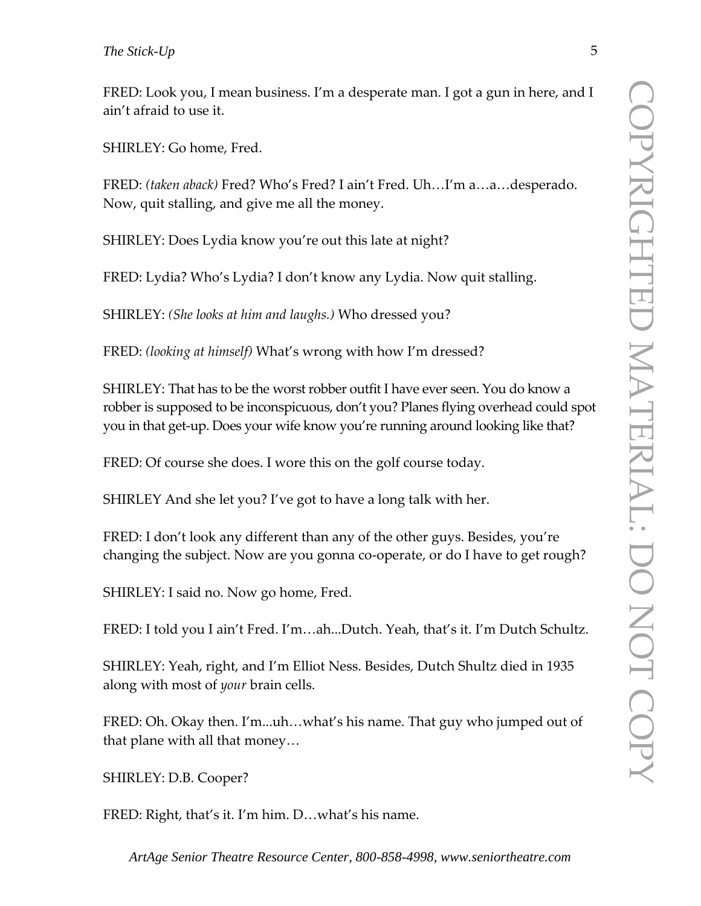FRED: Look you, I mean business. I'm a desperate man. I got a gun in here, and I ain't afraid to use it.

SHIRLEY: Go home, Fred.

FRED: *(taken aback)* Fred? Who's Fred? I ain't Fred. Uh…I'm a…a…desperado. Now, quit stalling, and give me all the money.

SHIRLEY: Does Lydia know you're out this late at night?

FRED: Lydia? Who's Lydia? I don't know any Lydia. Now quit stalling.

SHIRLEY: *(She looks at him and laughs.)* Who dressed you?

FRED: *(looking at himself)* What's wrong with how I'm dressed?

SHIRLEY: That has to be the worst robber outfit I have ever seen. You do know a robber is supposed to be inconspicuous, don't you? Planes flying overhead could spot you in that get-up. Does your wife know you're running around looking like that?

FRED: Of course she does. I wore this on the golf course today.

SHIRLEY And she let you? I've got to have a long talk with her.

FRED: I don't look any different than any of the other guys. Besides, you're changing the subject. Now are you gonna co-operate, or do I have to get rough?

SHIRLEY: I said no. Now go home, Fred.

FRED: I told you I ain't Fred. I'm…ah...Dutch. Yeah, that's it. I'm Dutch Schultz.

SHIRLEY: Yeah, right, and I'm Elliot Ness. Besides, Dutch Shultz died in 1935 along with most of *your* brain cells.

FRED: Oh. Okay then. I'm...uh…what's his name. That guy who jumped out of that plane with all that money…

SHIRLEY: D.B. Cooper?

FRED: Right, that's it. I'm him. D…what's his name.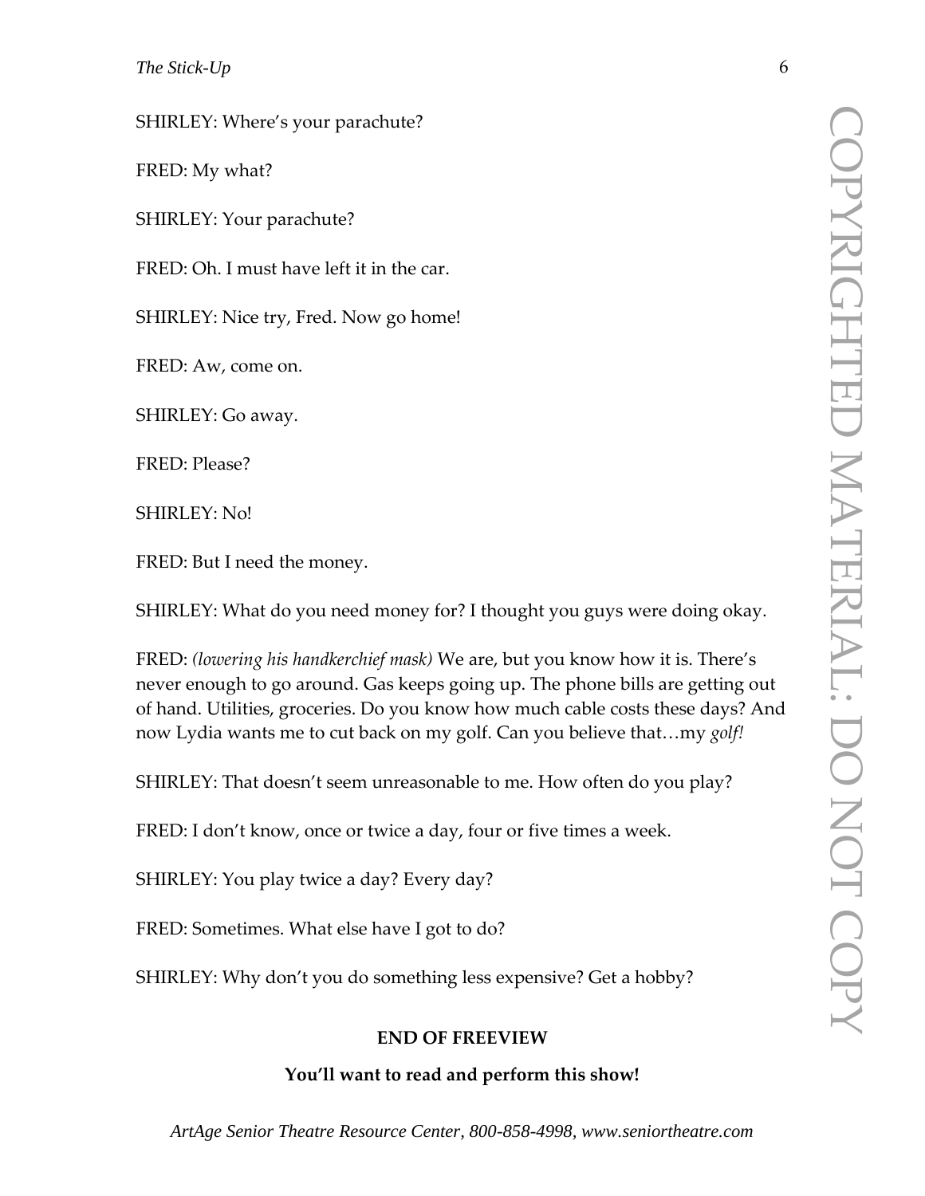SHIRLEY: Where's your parachute?

FRED: My what?

SHIRLEY: Your parachute?

FRED: Oh. I must have left it in the car.

SHIRLEY: Nice try, Fred. Now go home!

FRED: Aw, come on.

SHIRLEY: Go away.

FRED: Please?

SHIRLEY: No!

FRED: But I need the money.

SHIRLEY: What do you need money for? I thought you guys were doing okay.

FRED: *(lowering his handkerchief mask)* We are, but you know how it is. There's never enough to go around. Gas keeps going up. The phone bills are getting out of hand. Utilities, groceries. Do you know how much cable costs these days? And now Lydia wants me to cut back on my golf. Can you believe that…my *golf!*

SHIRLEY: That doesn't seem unreasonable to me. How often do you play?

FRED: I don't know, once or twice a day, four or five times a week.

SHIRLEY: You play twice a day? Every day?

FRED: Sometimes. What else have I got to do?

SHIRLEY: Why don't you do something less expensive? Get a hobby?

**END OF FREEVIEW**

**You'll want to read and perform this show!**

*ArtAge Senior Theatre Resource Center, 800-858-4998, www.seniortheatre.com*

COPYRIGHTED MATERIAL: DO NOT COPY